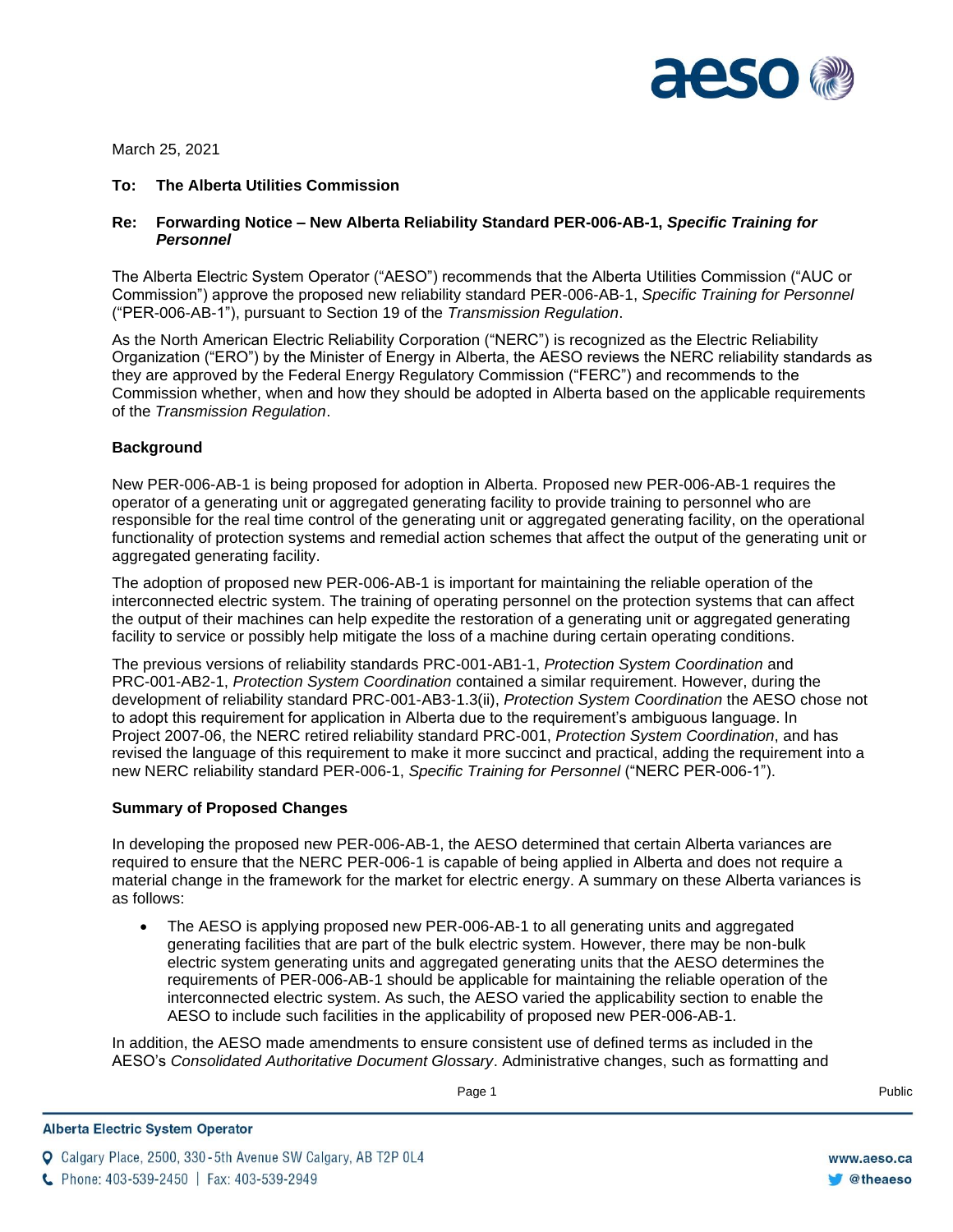March 25, 2021

**To: The Alberta Utilities Commission**

**Re: Forwarding Notice – New Alberta Reliability Standard PER-006-AB-1, *Specific Training for Personnel***

The Alberta Electric System Operator ("AESO") recommends that the Alberta Utilities Commission ("AUC or Commission") approve the proposed new reliability standard PER-006-AB-1, *Specific Training for Personnel* ("PER-006-AB-1"), pursuant to Section 19 of the *Transmission Regulation*.

As the North American Electric Reliability Corporation ("NERC") is recognized as the Electric Reliability Organization ("ERO") by the Minister of Energy in Alberta, the AESO reviews the NERC reliability standards as they are approved by the Federal Energy Regulatory Commission ("FERC") and recommends to the Commission whether, when and how they should be adopted in Alberta based on the applicable requirements of the *Transmission Regulation*.

**Background**

New PER-006-AB-1 is being proposed for adoption in Alberta. Proposed new PER-006-AB-1 requires the operator of a generating unit or aggregated generating facility to provide training to personnel who are responsible for the real time control of the generating unit or aggregated generating facility, on the operational functionality of protection systems and remedial action schemes that affect the output of the generating unit or aggregated generating facility.

The adoption of proposed new PER-006-AB-1 is important for maintaining the reliable operation of the interconnected electric system. The training of operating personnel on the protection systems that can affect the output of their machines can help expedite the restoration of a generating unit or aggregated generating facility to service or possibly help mitigate the loss of a machine during certain operating conditions.

The previous versions of reliability standards PRC-001-AB1-1, *Protection System Coordination* and PRC-001-AB2-1, *Protection System Coordination* contained a similar requirement. However, during the development of reliability standard PRC-001-AB3-1.3(ii), *Protection System Coordination* the AESO chose not to adopt this requirement for application in Alberta due to the requirement's ambiguous language. In Project 2007-06, the NERC retired reliability standard PRC-001, *Protection System Coordination*, and has revised the language of this requirement to make it more succinct and practical, adding the requirement into a new NERC reliability standard PER-006-1, *Specific Training for Personnel* ("NERC PER-006-1").

**Summary of Proposed Changes**

In developing the proposed new PER-006-AB-1, the AESO determined that certain Alberta variances are required to ensure that the NERC PER-006-1 is capable of being applied in Alberta and does not require a material change in the framework for the market for electric energy. A summary on these Alberta variances is as follows:

- The AESO is applying proposed new PER-006-AB-1 to all generating units and aggregated generating facilities that are part of the bulk electric system. However, there may be non-bulk electric system generating units and aggregated generating units that the AESO determines the requirements of PER-006-AB-1 should be applicable for maintaining the reliable operation of the interconnected electric system. As such, the AESO varied the applicability section to enable the AESO to include such facilities in the applicability of proposed new PER-006-AB-1.

In addition, the AESO made amendments to ensure consistent use of defined terms as included in the AESO's *Consolidated Authoritative Document Glossary*. Administrative changes, such as formatting and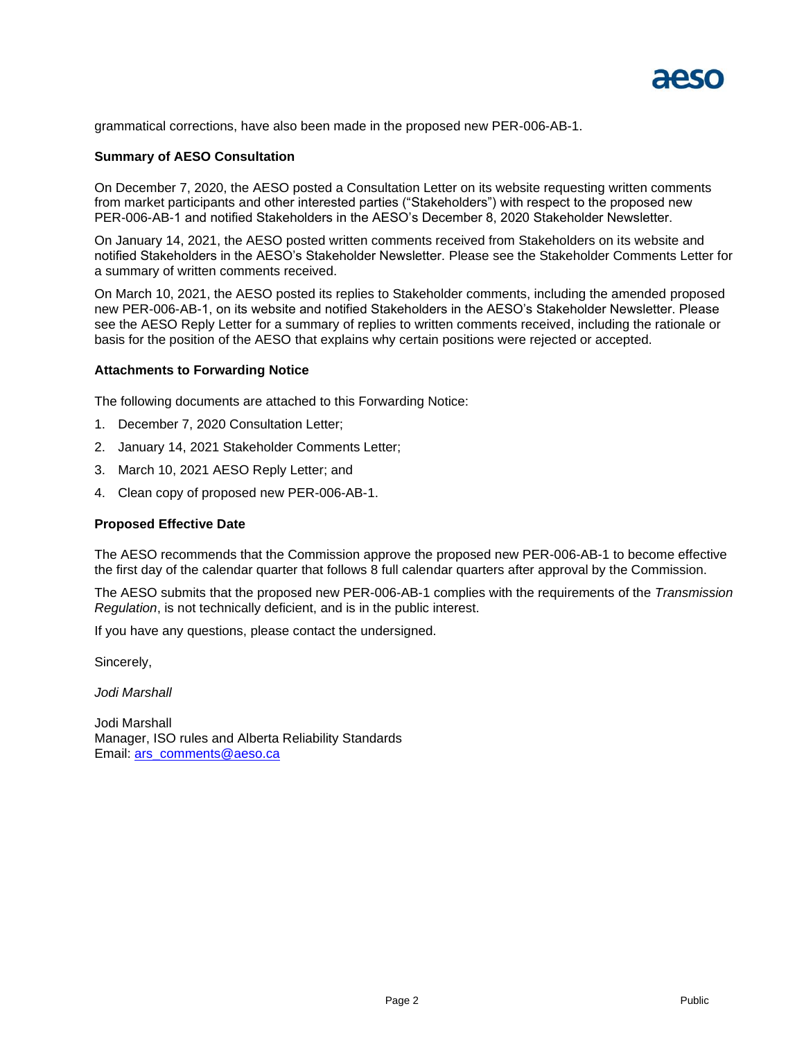grammatical corrections, have also been made in the proposed new PER-006-AB-1.

**Summary of AESO Consultation**

On December 7, 2020, the AESO posted a Consultation Letter on its website requesting written comments from market participants and other interested parties ("Stakeholders") with respect to the proposed new PER-006-AB-1 and notified Stakeholders in the AESO's December 8, 2020 Stakeholder Newsletter.

On January 14, 2021, the AESO posted written comments received from Stakeholders on its website and notified Stakeholders in the AESO's Stakeholder Newsletter. Please see the Stakeholder Comments Letter for a summary of written comments received.

On March 10, 2021, the AESO posted its replies to Stakeholder comments, including the amended proposed new PER-006-AB-1, on its website and notified Stakeholders in the AESO's Stakeholder Newsletter. Please see the AESO Reply Letter for a summary of replies to written comments received, including the rationale or basis for the position of the AESO that explains why certain positions were rejected or accepted.

**Attachments to Forwarding Notice**

The following documents are attached to this Forwarding Notice:

1. December 7, 2020 Consultation Letter;
2. January 14, 2021 Stakeholder Comments Letter;
3. March 10, 2021 AESO Reply Letter; and
4. Clean copy of proposed new PER-006-AB-1.

**Proposed Effective Date**

The AESO recommends that the Commission approve the proposed new PER-006-AB-1 to become effective the first day of the calendar quarter that follows 8 full calendar quarters after approval by the Commission.

The AESO submits that the proposed new PER-006-AB-1 complies with the requirements of the *Transmission Regulation*, is not technically deficient, and is in the public interest.

If you have any questions, please contact the undersigned.

Sincerely,

*Jodi Marshall*

Jodi Marshall
Manager, ISO rules and Alberta Reliability Standards
Email: ars_comments@aeso.ca